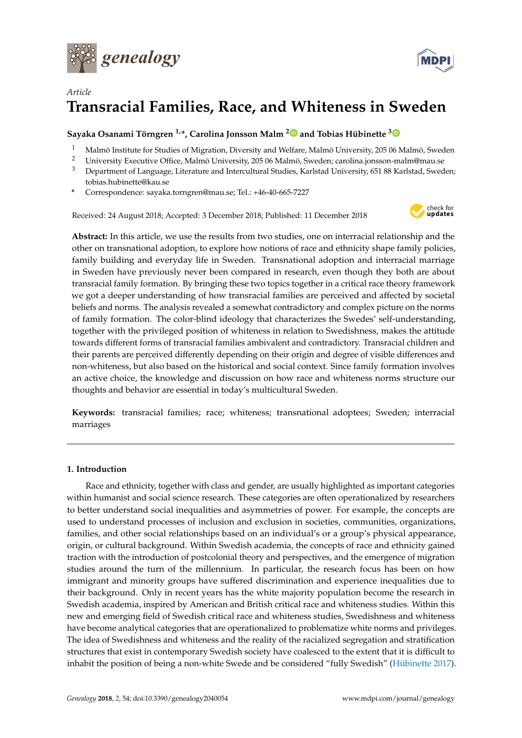*Article*

# Transracial Families, Race, and Whiteness in Sweden

**Sayaka Osanami Törngren [1,]*, Carolina Jonsson Malm [2] and Tobias Hübinette [3]**

[1] Malmö Institute for Studies of Migration, Diversity and Welfare, Malmö University, 205 06 Malmö, Sweden
[2] University Executive Office, Malmö University, 205 06 Malmö, Sweden; carolina.jonsson-malm@mau.se
[3] Department of Language, Literature and Intercultural Studies, Karlstad University, 651 88 Karlstad, Sweden; tobias.hubinette@kau.se

* Correspondence: sayaka.torngren@mau.se; Tel.: +46-40-665-7227

Received: 24 August 2018; Accepted: 3 December 2018; Published: 11 December 2018

**Abstract:** In this article, we use the results from two studies, one on interracial relationship and the other on transnational adoption, to explore how notions of race and ethnicity shape family policies, family building and everyday life in Sweden. Transnational adoption and interracial marriage in Sweden have previously never been compared in research, even though they both are about transracial family formation. By bringing these two topics together in a critical race theory framework we got a deeper understanding of how transracial families are perceived and affected by societal beliefs and norms. The analysis revealed a somewhat contradictory and complex picture on the norms of family formation. The color-blind ideology that characterizes the Swedes' self-understanding, together with the privileged position of whiteness in relation to Swedishness, makes the attitude towards different forms of transracial families ambivalent and contradictory. Transracial children and their parents are perceived differently depending on their origin and degree of visible differences and non-whiteness, but also based on the historical and social context. Since family formation involves an active choice, the knowledge and discussion on how race and whiteness norms structure our thoughts and behavior are essential in today's multicultural Sweden.

**Keywords:** transracial families; race; whiteness; transnational adoptees; Sweden; interracial marriages

## 1. Introduction

Race and ethnicity, together with class and gender, are usually highlighted as important categories within humanist and social science research. These categories are often operationalized by researchers to better understand social inequalities and asymmetries of power. For example, the concepts are used to understand processes of inclusion and exclusion in societies, communities, organizations, families, and other social relationships based on an individual's or a group's physical appearance, origin, or cultural background. Within Swedish academia, the concepts of race and ethnicity gained traction with the introduction of postcolonial theory and perspectives, and the emergence of migration studies around the turn of the millennium. In particular, the research focus has been on how immigrant and minority groups have suffered discrimination and experience inequalities due to their background. Only in recent years has the white majority population become the research in Swedish academia, inspired by American and British critical race and whiteness studies. Within this new and emerging field of Swedish critical race and whiteness studies, Swedishness and whiteness have become analytical categories that are operationalized to problematize white norms and privileges. The idea of Swedishness and whiteness and the reality of the racialized segregation and stratification structures that exist in contemporary Swedish society have coalesced to the extent that it is difficult to inhabit the position of being a non-white Swede and be considered "fully Swedish" (Hübinette 2017).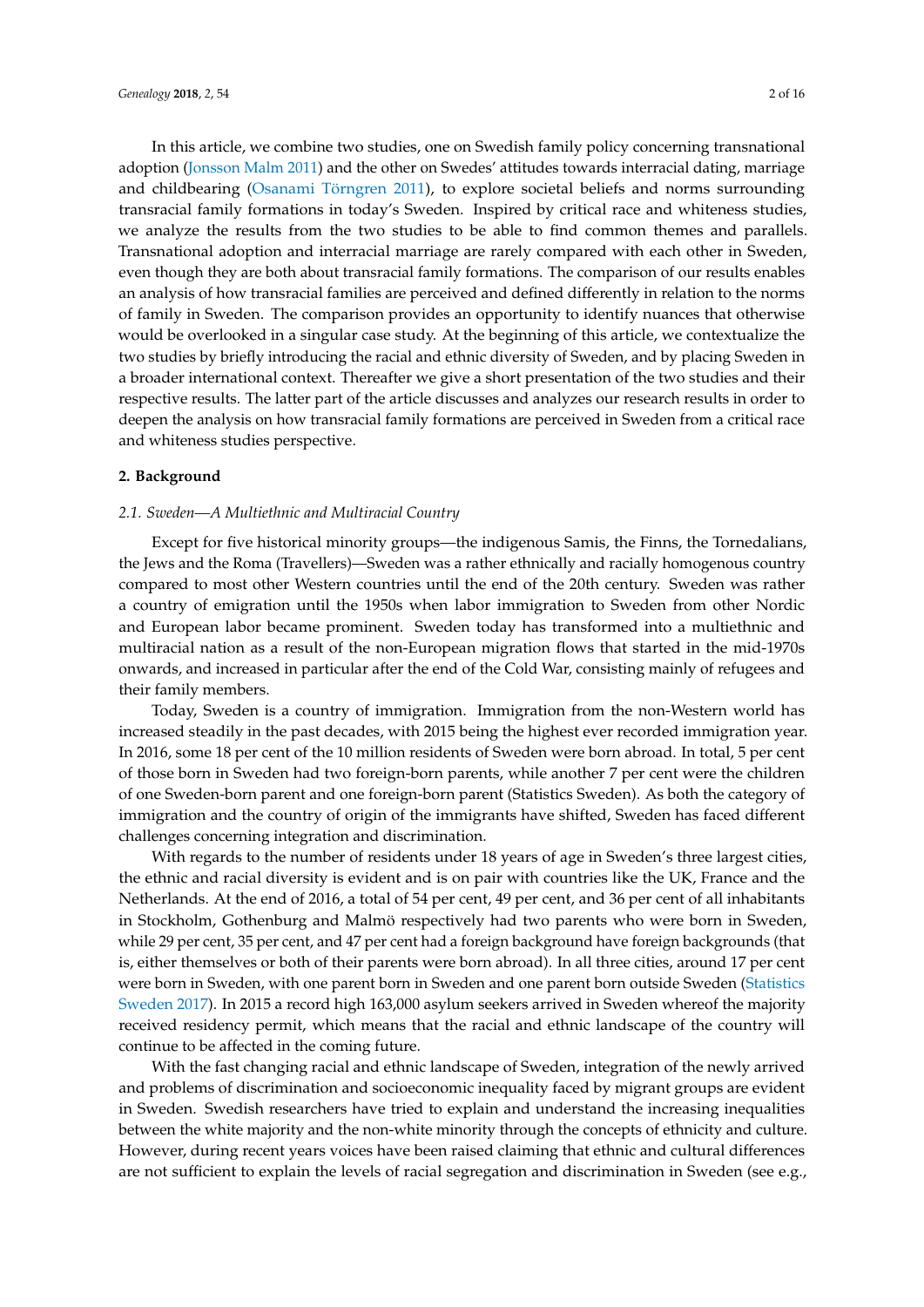In this article, we combine two studies, one on Swedish family policy concerning transnational adoption (Jonsson Malm 2011) and the other on Swedes' attitudes towards interracial dating, marriage and childbearing (Osanami Törngren 2011), to explore societal beliefs and norms surrounding transracial family formations in today's Sweden. Inspired by critical race and whiteness studies, we analyze the results from the two studies to be able to find common themes and parallels. Transnational adoption and interracial marriage are rarely compared with each other in Sweden, even though they are both about transracial family formations. The comparison of our results enables an analysis of how transracial families are perceived and defined differently in relation to the norms of family in Sweden. The comparison provides an opportunity to identify nuances that otherwise would be overlooked in a singular case study. At the beginning of this article, we contextualize the two studies by briefly introducing the racial and ethnic diversity of Sweden, and by placing Sweden in a broader international context. Thereafter we give a short presentation of the two studies and their respective results. The latter part of the article discusses and analyzes our research results in order to deepen the analysis on how transracial family formations are perceived in Sweden from a critical race and whiteness studies perspective.

## 2. Background

### *2.1. Sweden—A Multiethnic and Multiracial Country*

Except for five historical minority groups—the indigenous Samis, the Finns, the Tornedalians, the Jews and the Roma (Travellers)—Sweden was a rather ethnically and racially homogenous country compared to most other Western countries until the end of the 20th century. Sweden was rather a country of emigration until the 1950s when labor immigration to Sweden from other Nordic and European labor became prominent. Sweden today has transformed into a multiethnic and multiracial nation as a result of the non-European migration flows that started in the mid-1970s onwards, and increased in particular after the end of the Cold War, consisting mainly of refugees and their family members.

Today, Sweden is a country of immigration. Immigration from the non-Western world has increased steadily in the past decades, with 2015 being the highest ever recorded immigration year. In 2016, some 18 per cent of the 10 million residents of Sweden were born abroad. In total, 5 per cent of those born in Sweden had two foreign-born parents, while another 7 per cent were the children of one Sweden-born parent and one foreign-born parent (Statistics Sweden). As both the category of immigration and the country of origin of the immigrants have shifted, Sweden has faced different challenges concerning integration and discrimination.

With regards to the number of residents under 18 years of age in Sweden's three largest cities, the ethnic and racial diversity is evident and is on pair with countries like the UK, France and the Netherlands. At the end of 2016, a total of 54 per cent, 49 per cent, and 36 per cent of all inhabitants in Stockholm, Gothenburg and Malmö respectively had two parents who were born in Sweden, while 29 per cent, 35 per cent, and 47 per cent had a foreign background have foreign backgrounds (that is, either themselves or both of their parents were born abroad). In all three cities, around 17 per cent were born in Sweden, with one parent born in Sweden and one parent born outside Sweden (Statistics Sweden 2017). In 2015 a record high 163,000 asylum seekers arrived in Sweden whereof the majority received residency permit, which means that the racial and ethnic landscape of the country will continue to be affected in the coming future.

With the fast changing racial and ethnic landscape of Sweden, integration of the newly arrived and problems of discrimination and socioeconomic inequality faced by migrant groups are evident in Sweden. Swedish researchers have tried to explain and understand the increasing inequalities between the white majority and the non-white minority through the concepts of ethnicity and culture. However, during recent years voices have been raised claiming that ethnic and cultural differences are not sufficient to explain the levels of racial segregation and discrimination in Sweden (see e.g.,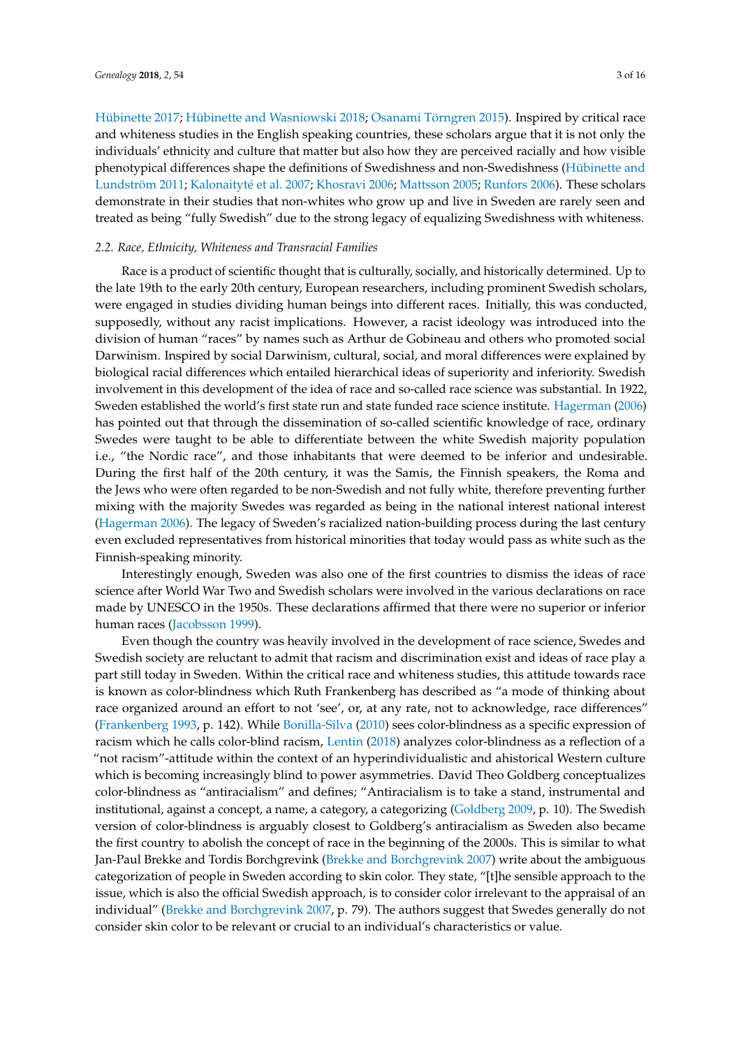Hübinette 2017; Hübinette and Wasniowski 2018; Osanami Törngren 2015). Inspired by critical race and whiteness studies in the English speaking countries, these scholars argue that it is not only the individuals' ethnicity and culture that matter but also how they are perceived racially and how visible phenotypical differences shape the definitions of Swedishness and non-Swedishness (Hübinette and Lundström 2011; Kalonaityté et al. 2007; Khosravi 2006; Mattsson 2005; Runfors 2006). These scholars demonstrate in their studies that non-whites who grow up and live in Sweden are rarely seen and treated as being "fully Swedish" due to the strong legacy of equalizing Swedishness with whiteness.

### *2.2. Race, Ethnicity, Whiteness and Transracial Families*

Race is a product of scientific thought that is culturally, socially, and historically determined. Up to the late 19th to the early 20th century, European researchers, including prominent Swedish scholars, were engaged in studies dividing human beings into different races. Initially, this was conducted, supposedly, without any racist implications. However, a racist ideology was introduced into the division of human "races" by names such as Arthur de Gobineau and others who promoted social Darwinism. Inspired by social Darwinism, cultural, social, and moral differences were explained by biological racial differences which entailed hierarchical ideas of superiority and inferiority. Swedish involvement in this development of the idea of race and so-called race science was substantial. In 1922, Sweden established the world's first state run and state funded race science institute. Hagerman (2006) has pointed out that through the dissemination of so-called scientific knowledge of race, ordinary Swedes were taught to be able to differentiate between the white Swedish majority population i.e., "the Nordic race", and those inhabitants that were deemed to be inferior and undesirable. During the first half of the 20th century, it was the Samis, the Finnish speakers, the Roma and the Jews who were often regarded to be non-Swedish and not fully white, therefore preventing further mixing with the majority Swedes was regarded as being in the national interest national interest (Hagerman 2006). The legacy of Sweden's racialized nation-building process during the last century even excluded representatives from historical minorities that today would pass as white such as the Finnish-speaking minority.

Interestingly enough, Sweden was also one of the first countries to dismiss the ideas of race science after World War Two and Swedish scholars were involved in the various declarations on race made by UNESCO in the 1950s. These declarations affirmed that there were no superior or inferior human races (Jacobsson 1999).

Even though the country was heavily involved in the development of race science, Swedes and Swedish society are reluctant to admit that racism and discrimination exist and ideas of race play a part still today in Sweden. Within the critical race and whiteness studies, this attitude towards race is known as color-blindness which Ruth Frankenberg has described as "a mode of thinking about race organized around an effort to not 'see', or, at any rate, not to acknowledge, race differences" (Frankenberg 1993, p. 142). While Bonilla-Silva (2010) sees color-blindness as a specific expression of racism which he calls color-blind racism, Lentin (2018) analyzes color-blindness as a reflection of a "not racism"-attitude within the context of an hyperindividualistic and ahistorical Western culture which is becoming increasingly blind to power asymmetries. David Theo Goldberg conceptualizes color-blindness as "antiracialism" and defines; "Antiracialism is to take a stand, instrumental and institutional, against a concept, a name, a category, a categorizing (Goldberg 2009, p. 10). The Swedish version of color-blindness is arguably closest to Goldberg's antiracialism as Sweden also became the first country to abolish the concept of race in the beginning of the 2000s. This is similar to what Jan-Paul Brekke and Tordis Borchgrevink (Brekke and Borchgrevink 2007) write about the ambiguous categorization of people in Sweden according to skin color. They state, "[t]he sensible approach to the issue, which is also the official Swedish approach, is to consider color irrelevant to the appraisal of an individual" (Brekke and Borchgrevink 2007, p. 79). The authors suggest that Swedes generally do not consider skin color to be relevant or crucial to an individual's characteristics or value.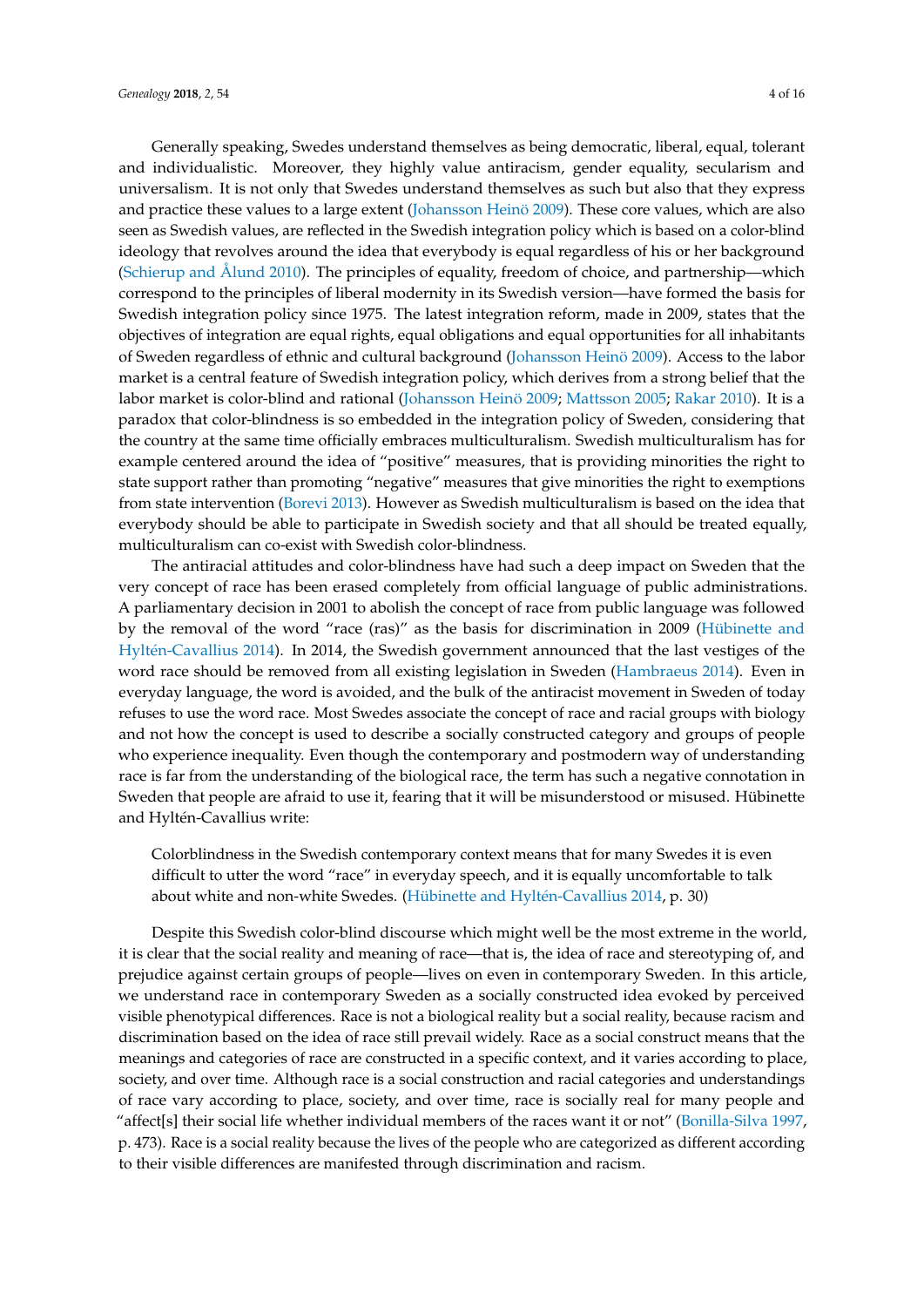Generally speaking, Swedes understand themselves as being democratic, liberal, equal, tolerant and individualistic. Moreover, they highly value antiracism, gender equality, secularism and universalism. It is not only that Swedes understand themselves as such but also that they express and practice these values to a large extent (Johansson Heinö 2009). These core values, which are also seen as Swedish values, are reflected in the Swedish integration policy which is based on a color-blind ideology that revolves around the idea that everybody is equal regardless of his or her background (Schierup and Ålund 2010). The principles of equality, freedom of choice, and partnership—which correspond to the principles of liberal modernity in its Swedish version—have formed the basis for Swedish integration policy since 1975. The latest integration reform, made in 2009, states that the objectives of integration are equal rights, equal obligations and equal opportunities for all inhabitants of Sweden regardless of ethnic and cultural background (Johansson Heinö 2009). Access to the labor market is a central feature of Swedish integration policy, which derives from a strong belief that the labor market is color-blind and rational (Johansson Heinö 2009; Mattsson 2005; Rakar 2010). It is a paradox that color-blindness is so embedded in the integration policy of Sweden, considering that the country at the same time officially embraces multiculturalism. Swedish multiculturalism has for example centered around the idea of "positive" measures, that is providing minorities the right to state support rather than promoting "negative" measures that give minorities the right to exemptions from state intervention (Borevi 2013). However as Swedish multiculturalism is based on the idea that everybody should be able to participate in Swedish society and that all should be treated equally, multiculturalism can co-exist with Swedish color-blindness.

The antiracial attitudes and color-blindness have had such a deep impact on Sweden that the very concept of race has been erased completely from official language of public administrations. A parliamentary decision in 2001 to abolish the concept of race from public language was followed by the removal of the word "race (ras)" as the basis for discrimination in 2009 (Hübinette and Hyltén-Cavallius 2014). In 2014, the Swedish government announced that the last vestiges of the word race should be removed from all existing legislation in Sweden (Hambraeus 2014). Even in everyday language, the word is avoided, and the bulk of the antiracist movement in Sweden of today refuses to use the word race. Most Swedes associate the concept of race and racial groups with biology and not how the concept is used to describe a socially constructed category and groups of people who experience inequality. Even though the contemporary and postmodern way of understanding race is far from the understanding of the biological race, the term has such a negative connotation in Sweden that people are afraid to use it, fearing that it will be misunderstood or misused. Hübinette and Hyltén-Cavallius write:

> Colorblindness in the Swedish contemporary context means that for many Swedes it is even difficult to utter the word "race" in everyday speech, and it is equally uncomfortable to talk about white and non-white Swedes. (Hübinette and Hyltén-Cavallius 2014, p. 30)

Despite this Swedish color-blind discourse which might well be the most extreme in the world, it is clear that the social reality and meaning of race—that is, the idea of race and stereotyping of, and prejudice against certain groups of people—lives on even in contemporary Sweden. In this article, we understand race in contemporary Sweden as a socially constructed idea evoked by perceived visible phenotypical differences. Race is not a biological reality but a social reality, because racism and discrimination based on the idea of race still prevail widely. Race as a social construct means that the meanings and categories of race are constructed in a specific context, and it varies according to place, society, and over time. Although race is a social construction and racial categories and understandings of race vary according to place, society, and over time, race is socially real for many people and "affect[s] their social life whether individual members of the races want it or not" (Bonilla-Silva 1997, p. 473). Race is a social reality because the lives of the people who are categorized as different according to their visible differences are manifested through discrimination and racism.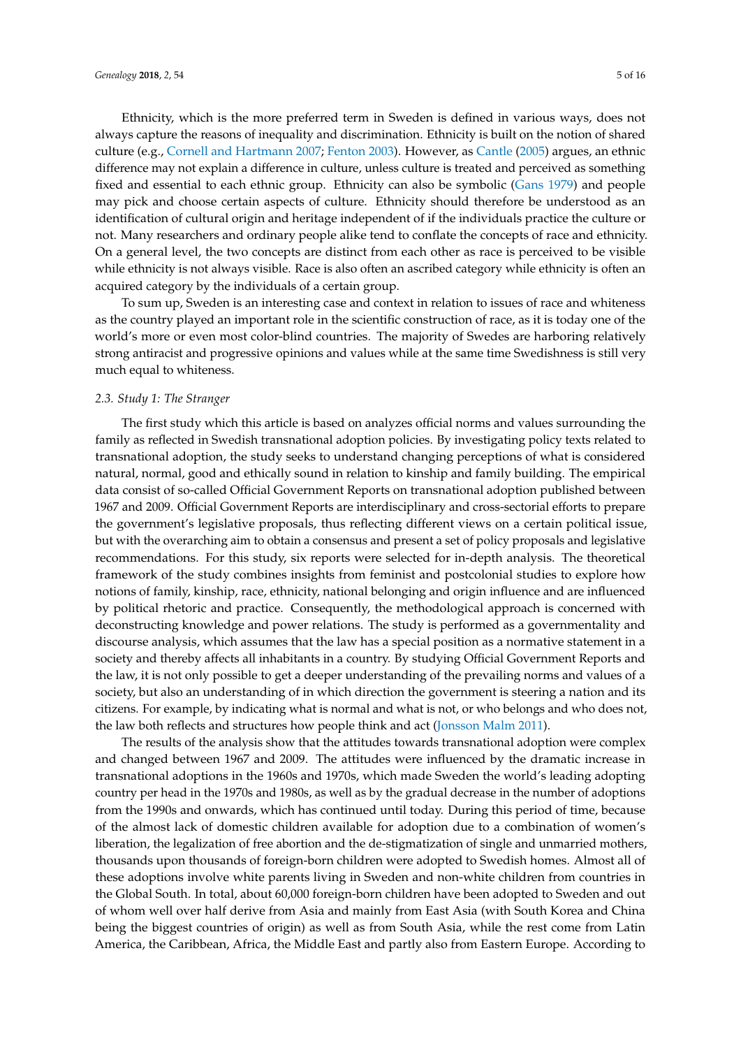Ethnicity, which is the more preferred term in Sweden is defined in various ways, does not always capture the reasons of inequality and discrimination. Ethnicity is built on the notion of shared culture (e.g., Cornell and Hartmann 2007; Fenton 2003). However, as Cantle (2005) argues, an ethnic difference may not explain a difference in culture, unless culture is treated and perceived as something fixed and essential to each ethnic group. Ethnicity can also be symbolic (Gans 1979) and people may pick and choose certain aspects of culture. Ethnicity should therefore be understood as an identification of cultural origin and heritage independent of if the individuals practice the culture or not. Many researchers and ordinary people alike tend to conflate the concepts of race and ethnicity. On a general level, the two concepts are distinct from each other as race is perceived to be visible while ethnicity is not always visible. Race is also often an ascribed category while ethnicity is often an acquired category by the individuals of a certain group.

To sum up, Sweden is an interesting case and context in relation to issues of race and whiteness as the country played an important role in the scientific construction of race, as it is today one of the world's more or even most color-blind countries. The majority of Swedes are harboring relatively strong antiracist and progressive opinions and values while at the same time Swedishness is still very much equal to whiteness.

### *2.3. Study 1: The Stranger*

The first study which this article is based on analyzes official norms and values surrounding the family as reflected in Swedish transnational adoption policies. By investigating policy texts related to transnational adoption, the study seeks to understand changing perceptions of what is considered natural, normal, good and ethically sound in relation to kinship and family building. The empirical data consist of so-called Official Government Reports on transnational adoption published between 1967 and 2009. Official Government Reports are interdisciplinary and cross-sectorial efforts to prepare the government's legislative proposals, thus reflecting different views on a certain political issue, but with the overarching aim to obtain a consensus and present a set of policy proposals and legislative recommendations. For this study, six reports were selected for in-depth analysis. The theoretical framework of the study combines insights from feminist and postcolonial studies to explore how notions of family, kinship, race, ethnicity, national belonging and origin influence and are influenced by political rhetoric and practice. Consequently, the methodological approach is concerned with deconstructing knowledge and power relations. The study is performed as a governmentality and discourse analysis, which assumes that the law has a special position as a normative statement in a society and thereby affects all inhabitants in a country. By studying Official Government Reports and the law, it is not only possible to get a deeper understanding of the prevailing norms and values of a society, but also an understanding of in which direction the government is steering a nation and its citizens. For example, by indicating what is normal and what is not, or who belongs and who does not, the law both reflects and structures how people think and act (Jonsson Malm 2011).

The results of the analysis show that the attitudes towards transnational adoption were complex and changed between 1967 and 2009. The attitudes were influenced by the dramatic increase in transnational adoptions in the 1960s and 1970s, which made Sweden the world's leading adopting country per head in the 1970s and 1980s, as well as by the gradual decrease in the number of adoptions from the 1990s and onwards, which has continued until today. During this period of time, because of the almost lack of domestic children available for adoption due to a combination of women's liberation, the legalization of free abortion and the de-stigmatization of single and unmarried mothers, thousands upon thousands of foreign-born children were adopted to Swedish homes. Almost all of these adoptions involve white parents living in Sweden and non-white children from countries in the Global South. In total, about 60,000 foreign-born children have been adopted to Sweden and out of whom well over half derive from Asia and mainly from East Asia (with South Korea and China being the biggest countries of origin) as well as from South Asia, while the rest come from Latin America, the Caribbean, Africa, the Middle East and partly also from Eastern Europe. According to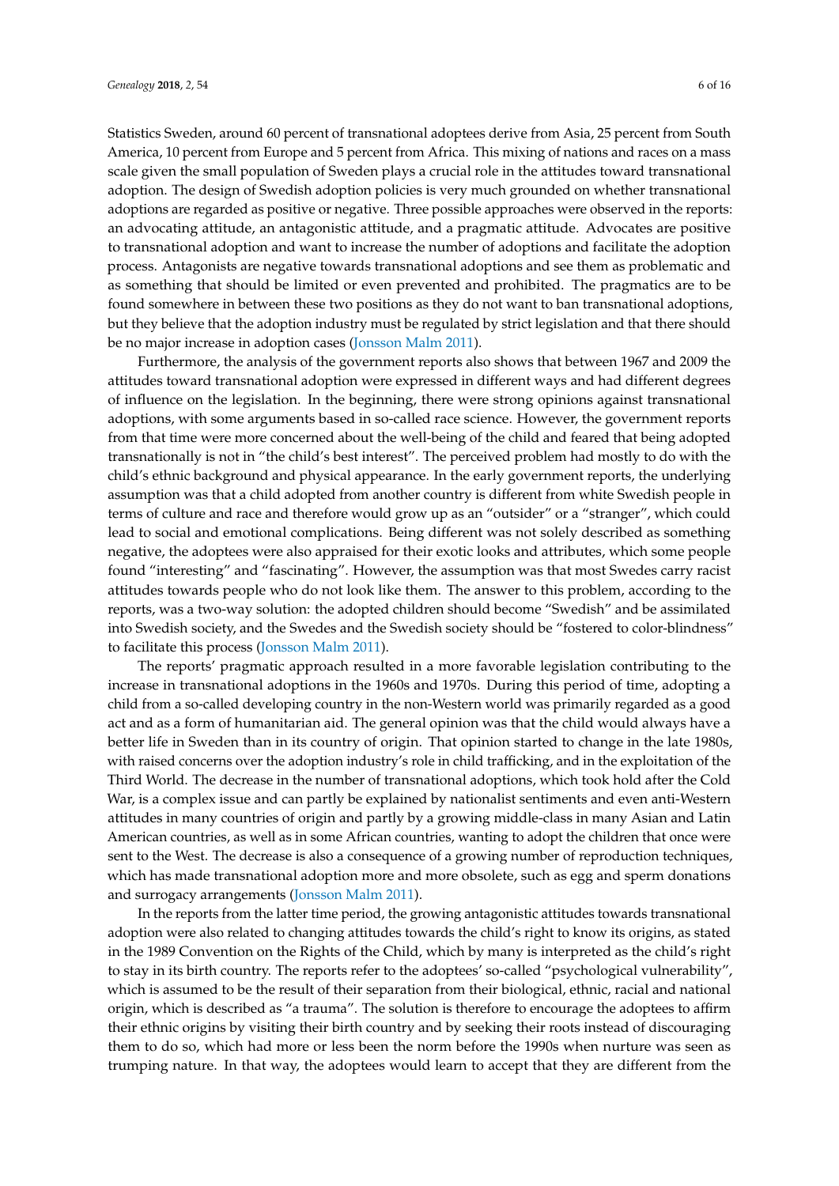Statistics Sweden, around 60 percent of transnational adoptees derive from Asia, 25 percent from South America, 10 percent from Europe and 5 percent from Africa. This mixing of nations and races on a mass scale given the small population of Sweden plays a crucial role in the attitudes toward transnational adoption. The design of Swedish adoption policies is very much grounded on whether transnational adoptions are regarded as positive or negative. Three possible approaches were observed in the reports: an advocating attitude, an antagonistic attitude, and a pragmatic attitude. Advocates are positive to transnational adoption and want to increase the number of adoptions and facilitate the adoption process. Antagonists are negative towards transnational adoptions and see them as problematic and as something that should be limited or even prevented and prohibited. The pragmatics are to be found somewhere in between these two positions as they do not want to ban transnational adoptions, but they believe that the adoption industry must be regulated by strict legislation and that there should be no major increase in adoption cases (Jonsson Malm 2011).

Furthermore, the analysis of the government reports also shows that between 1967 and 2009 the attitudes toward transnational adoption were expressed in different ways and had different degrees of influence on the legislation. In the beginning, there were strong opinions against transnational adoptions, with some arguments based in so-called race science. However, the government reports from that time were more concerned about the well-being of the child and feared that being adopted transnationally is not in "the child's best interest". The perceived problem had mostly to do with the child's ethnic background and physical appearance. In the early government reports, the underlying assumption was that a child adopted from another country is different from white Swedish people in terms of culture and race and therefore would grow up as an "outsider" or a "stranger", which could lead to social and emotional complications. Being different was not solely described as something negative, the adoptees were also appraised for their exotic looks and attributes, which some people found "interesting" and "fascinating". However, the assumption was that most Swedes carry racist attitudes towards people who do not look like them. The answer to this problem, according to the reports, was a two-way solution: the adopted children should become "Swedish" and be assimilated into Swedish society, and the Swedes and the Swedish society should be "fostered to color-blindness" to facilitate this process (Jonsson Malm 2011).

The reports' pragmatic approach resulted in a more favorable legislation contributing to the increase in transnational adoptions in the 1960s and 1970s. During this period of time, adopting a child from a so-called developing country in the non-Western world was primarily regarded as a good act and as a form of humanitarian aid. The general opinion was that the child would always have a better life in Sweden than in its country of origin. That opinion started to change in the late 1980s, with raised concerns over the adoption industry's role in child trafficking, and in the exploitation of the Third World. The decrease in the number of transnational adoptions, which took hold after the Cold War, is a complex issue and can partly be explained by nationalist sentiments and even anti-Western attitudes in many countries of origin and partly by a growing middle-class in many Asian and Latin American countries, as well as in some African countries, wanting to adopt the children that once were sent to the West. The decrease is also a consequence of a growing number of reproduction techniques, which has made transnational adoption more and more obsolete, such as egg and sperm donations and surrogacy arrangements (Jonsson Malm 2011).

In the reports from the latter time period, the growing antagonistic attitudes towards transnational adoption were also related to changing attitudes towards the child's right to know its origins, as stated in the 1989 Convention on the Rights of the Child, which by many is interpreted as the child's right to stay in its birth country. The reports refer to the adoptees' so-called "psychological vulnerability", which is assumed to be the result of their separation from their biological, ethnic, racial and national origin, which is described as "a trauma". The solution is therefore to encourage the adoptees to affirm their ethnic origins by visiting their birth country and by seeking their roots instead of discouraging them to do so, which had more or less been the norm before the 1990s when nurture was seen as trumping nature. In that way, the adoptees would learn to accept that they are different from the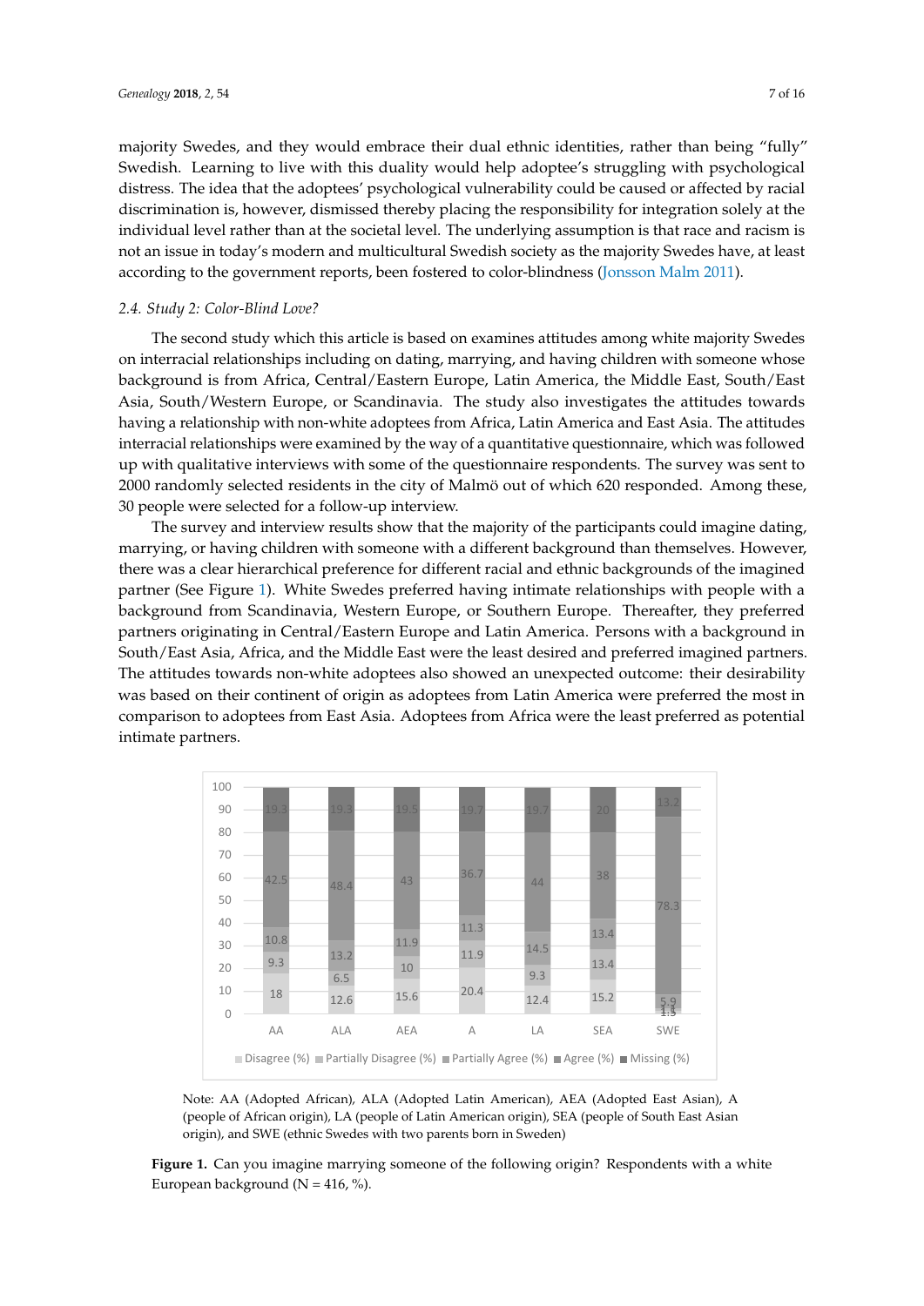majority Swedes, and they would embrace their dual ethnic identities, rather than being "fully" Swedish. Learning to live with this duality would help adoptee's struggling with psychological distress. The idea that the adoptees' psychological vulnerability could be caused or affected by racial discrimination is, however, dismissed thereby placing the responsibility for integration solely at the individual level rather than at the societal level. The underlying assumption is that race and racism is not an issue in today's modern and multicultural Swedish society as the majority Swedes have, at least according to the government reports, been fostered to color-blindness (Jonsson Malm 2011).

### 2.4. Study 2: Color-Blind Love?

The second study which this article is based on examines attitudes among white majority Swedes on interracial relationships including on dating, marrying, and having children with someone whose background is from Africa, Central/Eastern Europe, Latin America, the Middle East, South/East Asia, South/Western Europe, or Scandinavia. The study also investigates the attitudes towards having a relationship with non-white adoptees from Africa, Latin America and East Asia. The attitudes interracial relationships were examined by the way of a quantitative questionnaire, which was followed up with qualitative interviews with some of the questionnaire respondents. The survey was sent to 2000 randomly selected residents in the city of Malmö out of which 620 responded. Among these, 30 people were selected for a follow-up interview.

The survey and interview results show that the majority of the participants could imagine dating, marrying, or having children with someone with a different background than themselves. However, there was a clear hierarchical preference for different racial and ethnic backgrounds of the imagined partner (See Figure 1). White Swedes preferred having intimate relationships with people with a background from Scandinavia, Western Europe, or Southern Europe. Thereafter, they preferred partners originating in Central/Eastern Europe and Latin America. Persons with a background in South/East Asia, Africa, and the Middle East were the least desired and preferred imagined partners. The attitudes towards non-white adoptees also showed an unexpected outcome: their desirability was based on their continent of origin as adoptees from Latin America were preferred the most in comparison to adoptees from East Asia. Adoptees from Africa were the least preferred as potential intimate partners.

Note: AA (Adopted African), ALA (Adopted Latin American), AEA (Adopted East Asian), A (people of African origin), LA (people of Latin American origin), SEA (people of South East Asian origin), and SWE (ethnic Swedes with two parents born in Sweden)

**Figure 1.** Can you imagine marrying someone of the following origin? Respondents with a white European background (N = 416, %).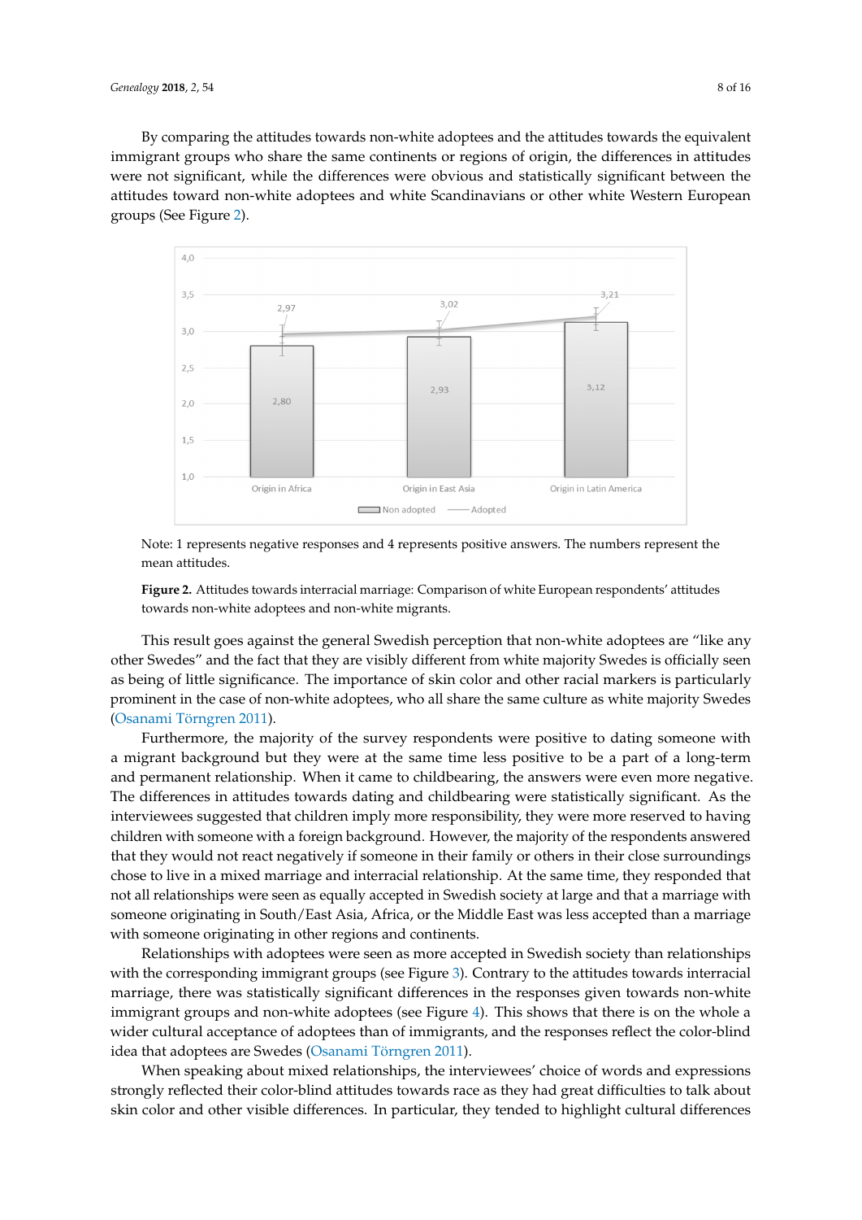By comparing the attitudes towards non-white adoptees and the attitudes towards the equivalent immigrant groups who share the same continents or regions of origin, the differences in attitudes were not significant, while the differences were obvious and statistically significant between the attitudes toward non-white adoptees and white Scandinavians or other white Western European groups (See Figure 2).

Note: 1 represents negative responses and 4 represents positive answers. The numbers represent the mean attitudes.

**Figure 2.** Attitudes towards interracial marriage: Comparison of white European respondents' attitudes towards non-white adoptees and non-white migrants.

This result goes against the general Swedish perception that non-white adoptees are "like any other Swedes" and the fact that they are visibly different from white majority Swedes is officially seen as being of little significance. The importance of skin color and other racial markers is particularly prominent in the case of non-white adoptees, who all share the same culture as white majority Swedes (Osanami Törngren 2011).

Furthermore, the majority of the survey respondents were positive to dating someone with a migrant background but they were at the same time less positive to be a part of a long-term and permanent relationship. When it came to childbearing, the answers were even more negative. The differences in attitudes towards dating and childbearing were statistically significant. As the interviewees suggested that children imply more responsibility, they were more reserved to having children with someone with a foreign background. However, the majority of the respondents answered that they would not react negatively if someone in their family or others in their close surroundings chose to live in a mixed marriage and interracial relationship. At the same time, they responded that not all relationships were seen as equally accepted in Swedish society at large and that a marriage with someone originating in South/East Asia, Africa, or the Middle East was less accepted than a marriage with someone originating in other regions and continents.

Relationships with adoptees were seen as more accepted in Swedish society than relationships with the corresponding immigrant groups (see Figure 3). Contrary to the attitudes towards interracial marriage, there was statistically significant differences in the responses given towards non-white immigrant groups and non-white adoptees (see Figure 4). This shows that there is on the whole a wider cultural acceptance of adoptees than of immigrants, and the responses reflect the color-blind idea that adoptees are Swedes (Osanami Törngren 2011).

When speaking about mixed relationships, the interviewees' choice of words and expressions strongly reflected their color-blind attitudes towards race as they had great difficulties to talk about skin color and other visible differences. In particular, they tended to highlight cultural differences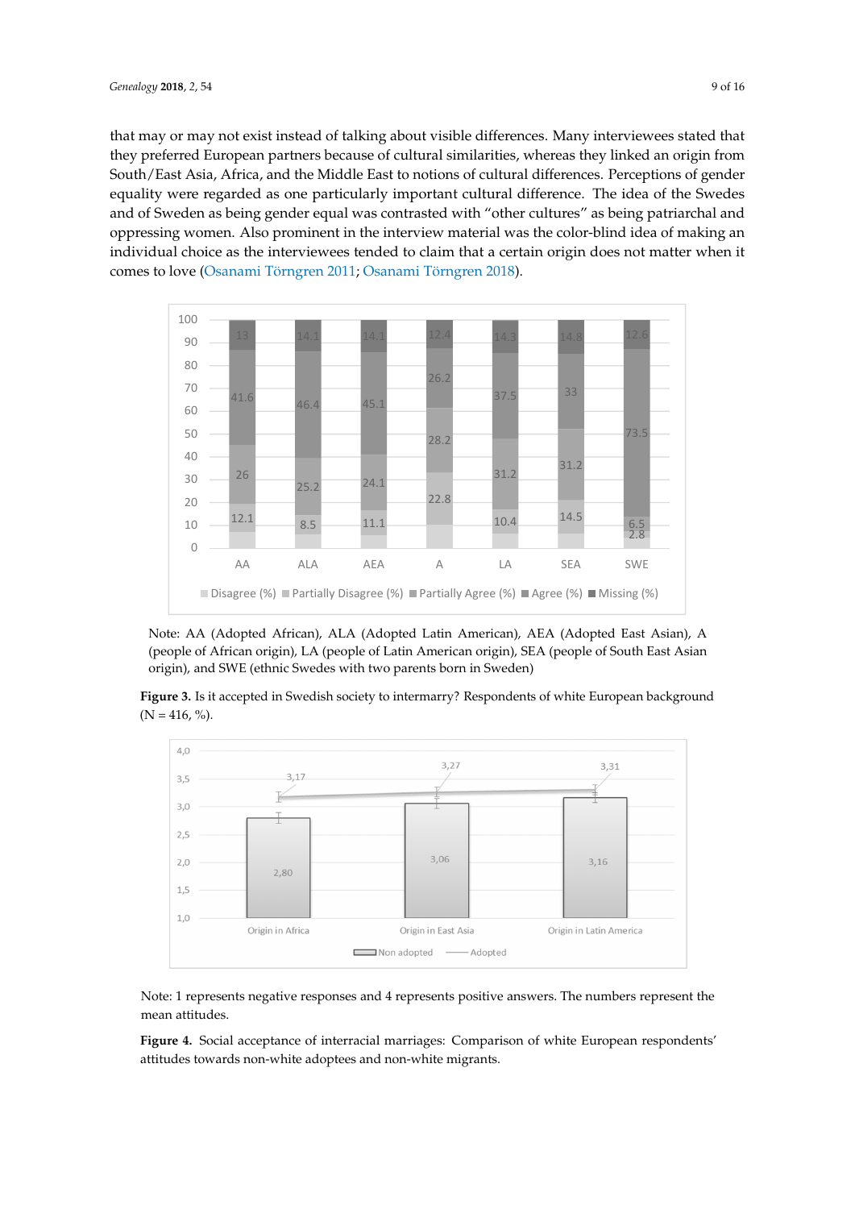that may or may not exist instead of talking about visible differences. Many interviewees stated that they preferred European partners because of cultural similarities, whereas they linked an origin from South/East Asia, Africa, and the Middle East to notions of cultural differences. Perceptions of gender equality were regarded as one particularly important cultural difference. The idea of the Swedes and of Sweden as being gender equal was contrasted with "other cultures" as being patriarchal and oppressing women. Also prominent in the interview material was the color-blind idea of making an individual choice as the interviewees tended to claim that a certain origin does not matter when it comes to love (Osanami Törngren 2011; Osanami Törngren 2018).

Note: AA (Adopted African), ALA (Adopted Latin American), AEA (Adopted East Asian), A (people of African origin), LA (people of Latin American origin), SEA (people of South East Asian origin), and SWE (ethnic Swedes with two parents born in Sweden)

**Figure 3.** Is it accepted in Swedish society to intermarry? Respondents of white European background (N = 416, %).

Note: 1 represents negative responses and 4 represents positive answers. The numbers represent the mean attitudes.

**Figure 4.** Social acceptance of interracial marriages: Comparison of white European respondents' attitudes towards non-white adoptees and non-white migrants.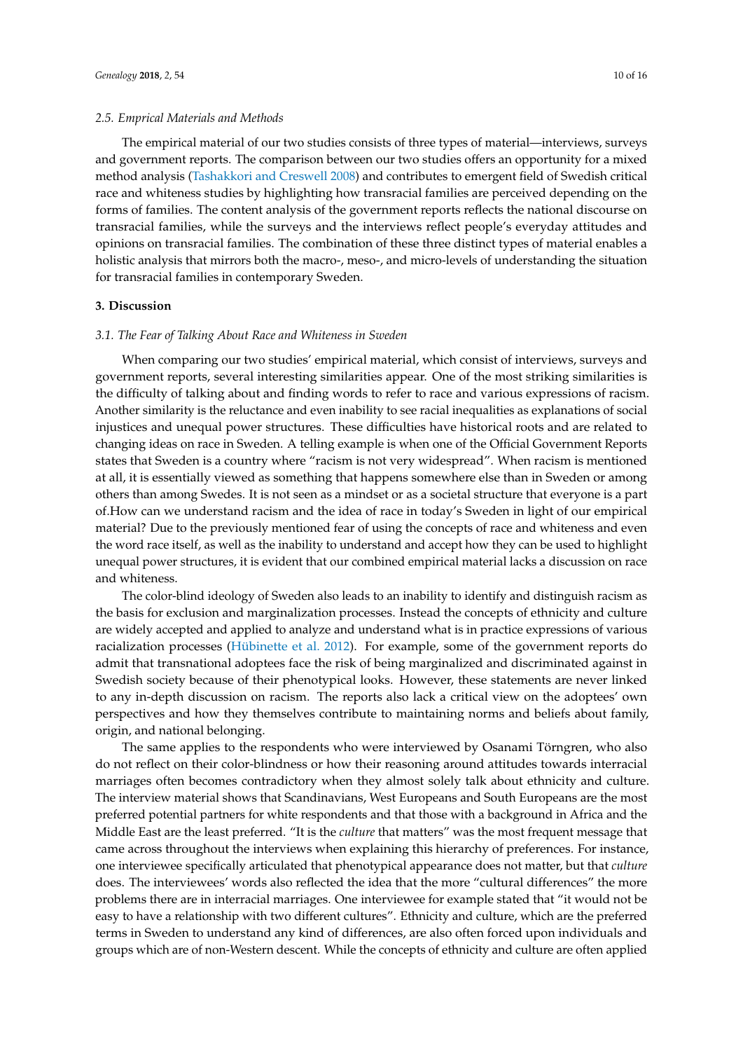### 2.5. Emprical Materials and Methods

The empirical material of our two studies consists of three types of material—interviews, surveys and government reports. The comparison between our two studies offers an opportunity for a mixed method analysis (Tashakkori and Creswell 2008) and contributes to emergent field of Swedish critical race and whiteness studies by highlighting how transracial families are perceived depending on the forms of families. The content analysis of the government reports reflects the national discourse on transracial families, while the surveys and the interviews reflect people's everyday attitudes and opinions on transracial families. The combination of these three distinct types of material enables a holistic analysis that mirrors both the macro-, meso-, and micro-levels of understanding the situation for transracial families in contemporary Sweden.

## 3. Discussion

### 3.1. The Fear of Talking About Race and Whiteness in Sweden

When comparing our two studies' empirical material, which consist of interviews, surveys and government reports, several interesting similarities appear. One of the most striking similarities is the difficulty of talking about and finding words to refer to race and various expressions of racism. Another similarity is the reluctance and even inability to see racial inequalities as explanations of social injustices and unequal power structures. These difficulties have historical roots and are related to changing ideas on race in Sweden. A telling example is when one of the Official Government Reports states that Sweden is a country where "racism is not very widespread". When racism is mentioned at all, it is essentially viewed as something that happens somewhere else than in Sweden or among others than among Swedes. It is not seen as a mindset or as a societal structure that everyone is a part of.How can we understand racism and the idea of race in today's Sweden in light of our empirical material? Due to the previously mentioned fear of using the concepts of race and whiteness and even the word race itself, as well as the inability to understand and accept how they can be used to highlight unequal power structures, it is evident that our combined empirical material lacks a discussion on race and whiteness.

The color-blind ideology of Sweden also leads to an inability to identify and distinguish racism as the basis for exclusion and marginalization processes. Instead the concepts of ethnicity and culture are widely accepted and applied to analyze and understand what is in practice expressions of various racialization processes (Hübinette et al. 2012). For example, some of the government reports do admit that transnational adoptees face the risk of being marginalized and discriminated against in Swedish society because of their phenotypical looks. However, these statements are never linked to any in-depth discussion on racism. The reports also lack a critical view on the adoptees' own perspectives and how they themselves contribute to maintaining norms and beliefs about family, origin, and national belonging.

The same applies to the respondents who were interviewed by Osanami Törngren, who also do not reflect on their color-blindness or how their reasoning around attitudes towards interracial marriages often becomes contradictory when they almost solely talk about ethnicity and culture. The interview material shows that Scandinavians, West Europeans and South Europeans are the most preferred potential partners for white respondents and that those with a background in Africa and the Middle East are the least preferred. "It is the *culture* that matters" was the most frequent message that came across throughout the interviews when explaining this hierarchy of preferences. For instance, one interviewee specifically articulated that phenotypical appearance does not matter, but that *culture* does. The interviewees' words also reflected the idea that the more "cultural differences" the more problems there are in interracial marriages. One interviewee for example stated that "it would not be easy to have a relationship with two different cultures". Ethnicity and culture, which are the preferred terms in Sweden to understand any kind of differences, are also often forced upon individuals and groups which are of non-Western descent. While the concepts of ethnicity and culture are often applied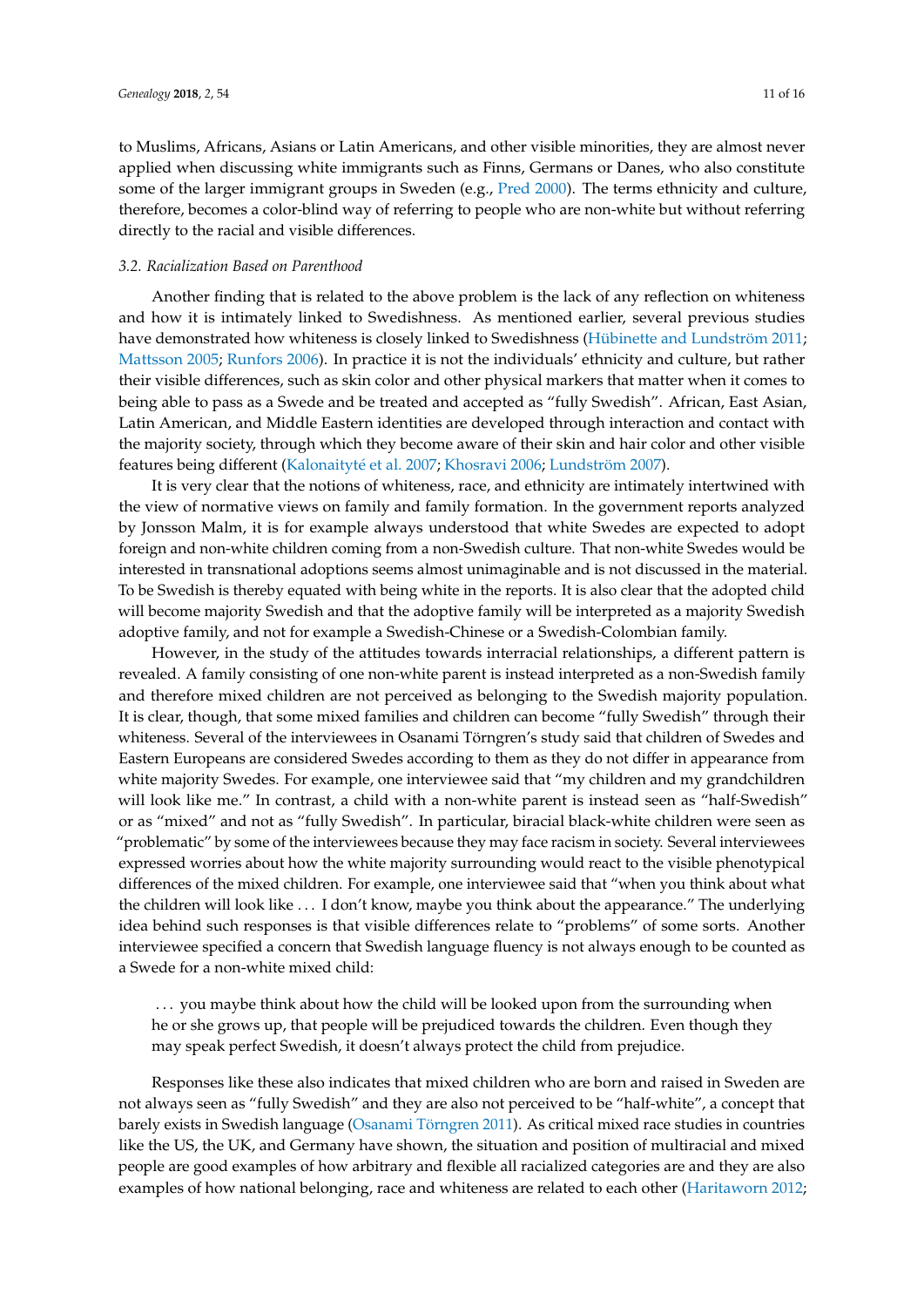to Muslims, Africans, Asians or Latin Americans, and other visible minorities, they are almost never applied when discussing white immigrants such as Finns, Germans or Danes, who also constitute some of the larger immigrant groups in Sweden (e.g., Pred 2000). The terms ethnicity and culture, therefore, becomes a color-blind way of referring to people who are non-white but without referring directly to the racial and visible differences.

### *3.2. Racialization Based on Parenthood*

Another finding that is related to the above problem is the lack of any reflection on whiteness and how it is intimately linked to Swedishness. As mentioned earlier, several previous studies have demonstrated how whiteness is closely linked to Swedishness (Hübinette and Lundström 2011; Mattsson 2005; Runfors 2006). In practice it is not the individuals' ethnicity and culture, but rather their visible differences, such as skin color and other physical markers that matter when it comes to being able to pass as a Swede and be treated and accepted as "fully Swedish". African, East Asian, Latin American, and Middle Eastern identities are developed through interaction and contact with the majority society, through which they become aware of their skin and hair color and other visible features being different (Kalonaityté et al. 2007; Khosravi 2006; Lundström 2007).

It is very clear that the notions of whiteness, race, and ethnicity are intimately intertwined with the view of normative views on family and family formation. In the government reports analyzed by Jonsson Malm, it is for example always understood that white Swedes are expected to adopt foreign and non-white children coming from a non-Swedish culture. That non-white Swedes would be interested in transnational adoptions seems almost unimaginable and is not discussed in the material. To be Swedish is thereby equated with being white in the reports. It is also clear that the adopted child will become majority Swedish and that the adoptive family will be interpreted as a majority Swedish adoptive family, and not for example a Swedish-Chinese or a Swedish-Colombian family.

However, in the study of the attitudes towards interracial relationships, a different pattern is revealed. A family consisting of one non-white parent is instead interpreted as a non-Swedish family and therefore mixed children are not perceived as belonging to the Swedish majority population. It is clear, though, that some mixed families and children can become "fully Swedish" through their whiteness. Several of the interviewees in Osanami Törngren's study said that children of Swedes and Eastern Europeans are considered Swedes according to them as they do not differ in appearance from white majority Swedes. For example, one interviewee said that "my children and my grandchildren will look like me." In contrast, a child with a non-white parent is instead seen as "half-Swedish" or as "mixed" and not as "fully Swedish". In particular, biracial black-white children were seen as "problematic" by some of the interviewees because they may face racism in society. Several interviewees expressed worries about how the white majority surrounding would react to the visible phenotypical differences of the mixed children. For example, one interviewee said that "when you think about what the children will look like ... I don't know, maybe you think about the appearance." The underlying idea behind such responses is that visible differences relate to "problems" of some sorts. Another interviewee specified a concern that Swedish language fluency is not always enough to be counted as a Swede for a non-white mixed child:

> ... you maybe think about how the child will be looked upon from the surrounding when he or she grows up, that people will be prejudiced towards the children. Even though they may speak perfect Swedish, it doesn't always protect the child from prejudice.

Responses like these also indicates that mixed children who are born and raised in Sweden are not always seen as "fully Swedish" and they are also not perceived to be "half-white", a concept that barely exists in Swedish language (Osanami Törngren 2011). As critical mixed race studies in countries like the US, the UK, and Germany have shown, the situation and position of multiracial and mixed people are good examples of how arbitrary and flexible all racialized categories are and they are also examples of how national belonging, race and whiteness are related to each other (Haritaworn 2012;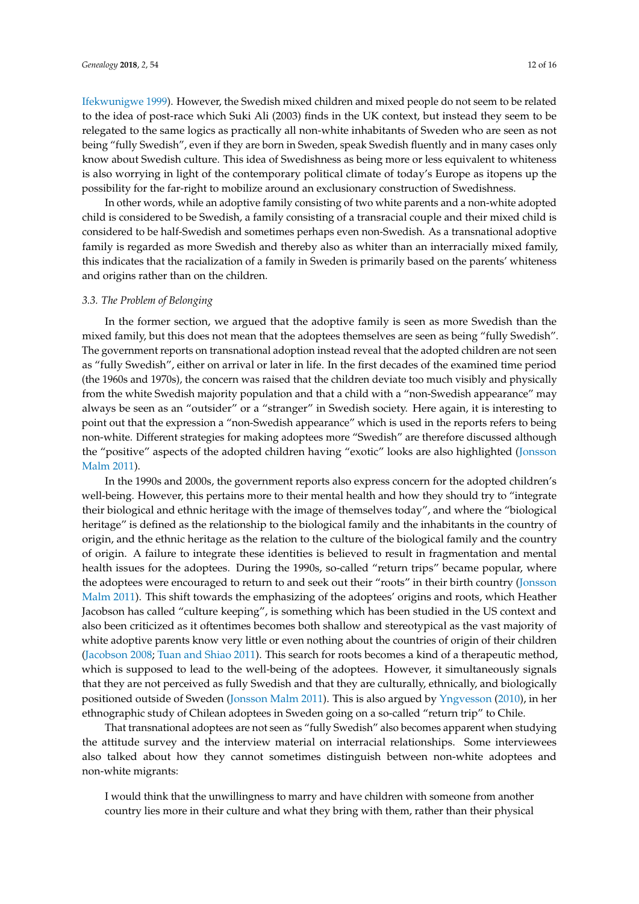Ifekwunigwe 1999). However, the Swedish mixed children and mixed people do not seem to be related to the idea of post-race which Suki Ali (2003) finds in the UK context, but instead they seem to be relegated to the same logics as practically all non-white inhabitants of Sweden who are seen as not being "fully Swedish", even if they are born in Sweden, speak Swedish fluently and in many cases only know about Swedish culture. This idea of Swedishness as being more or less equivalent to whiteness is also worrying in light of the contemporary political climate of today's Europe as itopens up the possibility for the far-right to mobilize around an exclusionary construction of Swedishness.

In other words, while an adoptive family consisting of two white parents and a non-white adopted child is considered to be Swedish, a family consisting of a transracial couple and their mixed child is considered to be half-Swedish and sometimes perhaps even non-Swedish. As a transnational adoptive family is regarded as more Swedish and thereby also as whiter than an interracially mixed family, this indicates that the racialization of a family in Sweden is primarily based on the parents' whiteness and origins rather than on the children.

### *3.3. The Problem of Belonging*

In the former section, we argued that the adoptive family is seen as more Swedish than the mixed family, but this does not mean that the adoptees themselves are seen as being "fully Swedish". The government reports on transnational adoption instead reveal that the adopted children are not seen as "fully Swedish", either on arrival or later in life. In the first decades of the examined time period (the 1960s and 1970s), the concern was raised that the children deviate too much visibly and physically from the white Swedish majority population and that a child with a "non-Swedish appearance" may always be seen as an "outsider" or a "stranger" in Swedish society. Here again, it is interesting to point out that the expression a "non-Swedish appearance" which is used in the reports refers to being non-white. Different strategies for making adoptees more "Swedish" are therefore discussed although the "positive" aspects of the adopted children having "exotic" looks are also highlighted (Jonsson Malm 2011).

In the 1990s and 2000s, the government reports also express concern for the adopted children's well-being. However, this pertains more to their mental health and how they should try to "integrate their biological and ethnic heritage with the image of themselves today", and where the "biological heritage" is defined as the relationship to the biological family and the inhabitants in the country of origin, and the ethnic heritage as the relation to the culture of the biological family and the country of origin. A failure to integrate these identities is believed to result in fragmentation and mental health issues for the adoptees. During the 1990s, so-called "return trips" became popular, where the adoptees were encouraged to return to and seek out their "roots" in their birth country (Jonsson Malm 2011). This shift towards the emphasizing of the adoptees' origins and roots, which Heather Jacobson has called "culture keeping", is something which has been studied in the US context and also been criticized as it oftentimes becomes both shallow and stereotypical as the vast majority of white adoptive parents know very little or even nothing about the countries of origin of their children (Jacobson 2008; Tuan and Shiao 2011). This search for roots becomes a kind of a therapeutic method, which is supposed to lead to the well-being of the adoptees. However, it simultaneously signals that they are not perceived as fully Swedish and that they are culturally, ethnically, and biologically positioned outside of Sweden (Jonsson Malm 2011). This is also argued by Yngvesson (2010), in her ethnographic study of Chilean adoptees in Sweden going on a so-called "return trip" to Chile.

That transnational adoptees are not seen as "fully Swedish" also becomes apparent when studying the attitude survey and the interview material on interracial relationships. Some interviewees also talked about how they cannot sometimes distinguish between non-white adoptees and non-white migrants:

> I would think that the unwillingness to marry and have children with someone from another country lies more in their culture and what they bring with them, rather than their physical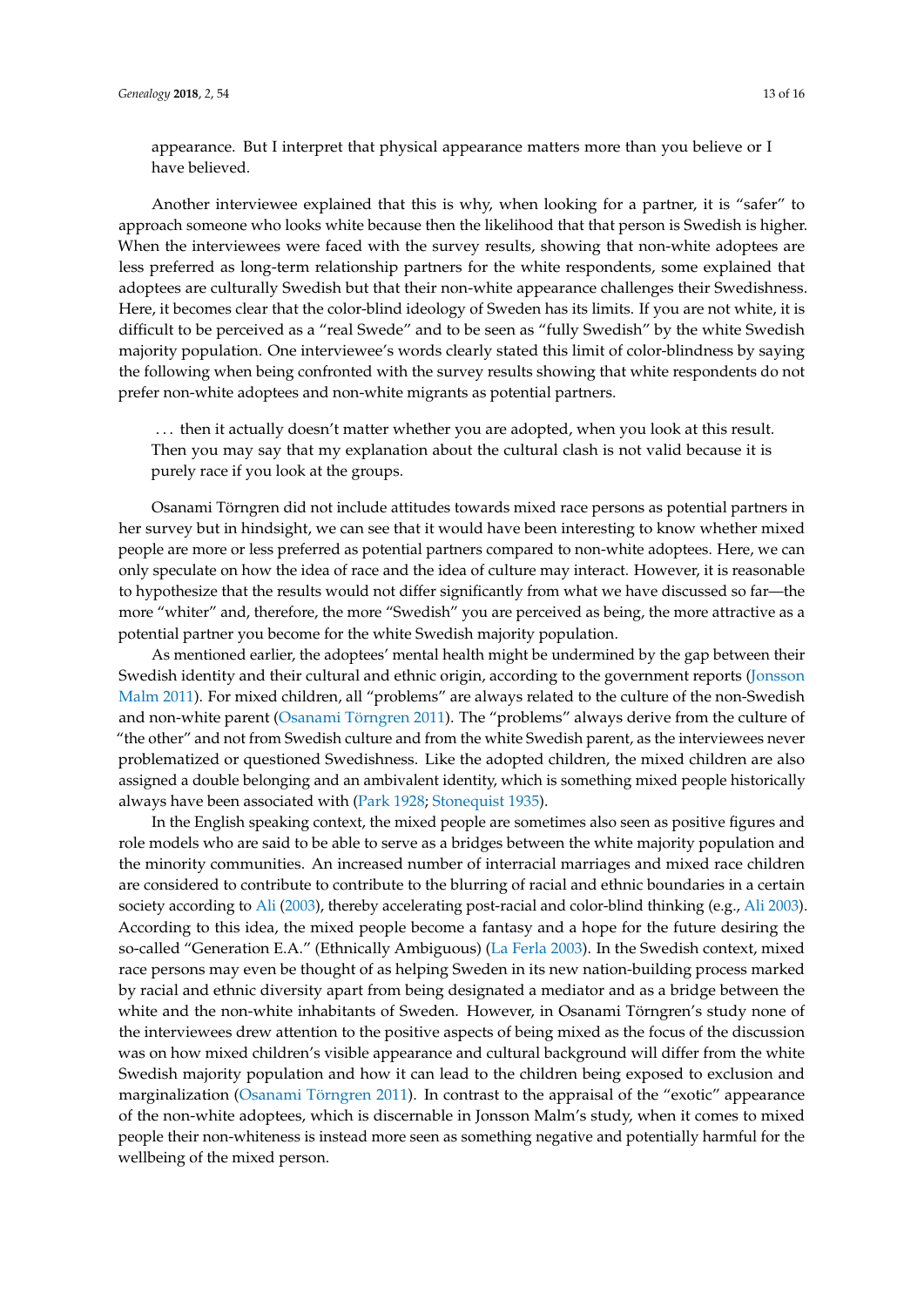appearance. But I interpret that physical appearance matters more than you believe or I have believed.

Another interviewee explained that this is why, when looking for a partner, it is "safer" to approach someone who looks white because then the likelihood that that person is Swedish is higher. When the interviewees were faced with the survey results, showing that non-white adoptees are less preferred as long-term relationship partners for the white respondents, some explained that adoptees are culturally Swedish but that their non-white appearance challenges their Swedishness. Here, it becomes clear that the color-blind ideology of Sweden has its limits. If you are not white, it is difficult to be perceived as a "real Swede" and to be seen as "fully Swedish" by the white Swedish majority population. One interviewee's words clearly stated this limit of color-blindness by saying the following when being confronted with the survey results showing that white respondents do not prefer non-white adoptees and non-white migrants as potential partners.

> . . . then it actually doesn't matter whether you are adopted, when you look at this result. Then you may say that my explanation about the cultural clash is not valid because it is purely race if you look at the groups.

Osanami Törngren did not include attitudes towards mixed race persons as potential partners in her survey but in hindsight, we can see that it would have been interesting to know whether mixed people are more or less preferred as potential partners compared to non-white adoptees. Here, we can only speculate on how the idea of race and the idea of culture may interact. However, it is reasonable to hypothesize that the results would not differ significantly from what we have discussed so far—the more "whiter" and, therefore, the more "Swedish" you are perceived as being, the more attractive as a potential partner you become for the white Swedish majority population.

As mentioned earlier, the adoptees' mental health might be undermined by the gap between their Swedish identity and their cultural and ethnic origin, according to the government reports (Jonsson Malm 2011). For mixed children, all "problems" are always related to the culture of the non-Swedish and non-white parent (Osanami Törngren 2011). The "problems" always derive from the culture of "the other" and not from Swedish culture and from the white Swedish parent, as the interviewees never problematized or questioned Swedishness. Like the adopted children, the mixed children are also assigned a double belonging and an ambivalent identity, which is something mixed people historically always have been associated with (Park 1928; Stonequist 1935).

In the English speaking context, the mixed people are sometimes also seen as positive figures and role models who are said to be able to serve as a bridges between the white majority population and the minority communities. An increased number of interracial marriages and mixed race children are considered to contribute to contribute to the blurring of racial and ethnic boundaries in a certain society according to Ali (2003), thereby accelerating post-racial and color-blind thinking (e.g., Ali 2003). According to this idea, the mixed people become a fantasy and a hope for the future desiring the so-called "Generation E.A." (Ethnically Ambiguous) (La Ferla 2003). In the Swedish context, mixed race persons may even be thought of as helping Sweden in its new nation-building process marked by racial and ethnic diversity apart from being designated a mediator and as a bridge between the white and the non-white inhabitants of Sweden. However, in Osanami Törngren's study none of the interviewees drew attention to the positive aspects of being mixed as the focus of the discussion was on how mixed children's visible appearance and cultural background will differ from the white Swedish majority population and how it can lead to the children being exposed to exclusion and marginalization (Osanami Törngren 2011). In contrast to the appraisal of the "exotic" appearance of the non-white adoptees, which is discernable in Jonsson Malm's study, when it comes to mixed people their non-whiteness is instead more seen as something negative and potentially harmful for the wellbeing of the mixed person.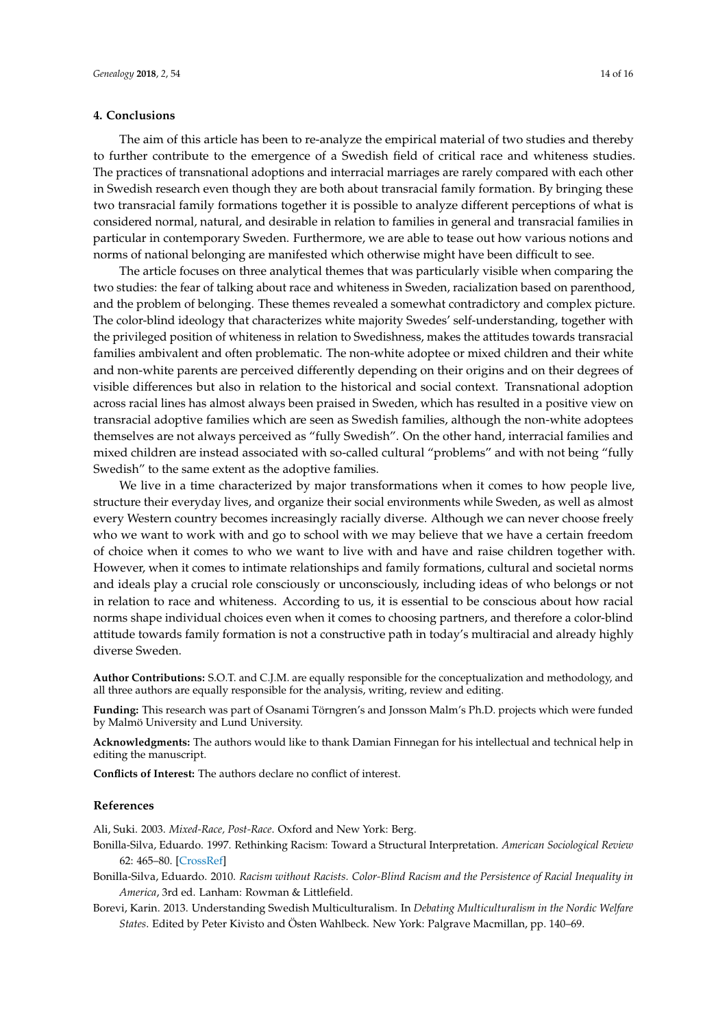## 4. Conclusions

The aim of this article has been to re-analyze the empirical material of two studies and thereby to further contribute to the emergence of a Swedish field of critical race and whiteness studies. The practices of transnational adoptions and interracial marriages are rarely compared with each other in Swedish research even though they are both about transracial family formation. By bringing these two transracial family formations together it is possible to analyze different perceptions of what is considered normal, natural, and desirable in relation to families in general and transracial families in particular in contemporary Sweden. Furthermore, we are able to tease out how various notions and norms of national belonging are manifested which otherwise might have been difficult to see.

The article focuses on three analytical themes that was particularly visible when comparing the two studies: the fear of talking about race and whiteness in Sweden, racialization based on parenthood, and the problem of belonging. These themes revealed a somewhat contradictory and complex picture. The color-blind ideology that characterizes white majority Swedes' self-understanding, together with the privileged position of whiteness in relation to Swedishness, makes the attitudes towards transracial families ambivalent and often problematic. The non-white adoptee or mixed children and their white and non-white parents are perceived differently depending on their origins and on their degrees of visible differences but also in relation to the historical and social context. Transnational adoption across racial lines has almost always been praised in Sweden, which has resulted in a positive view on transracial adoptive families which are seen as Swedish families, although the non-white adoptees themselves are not always perceived as "fully Swedish". On the other hand, interracial families and mixed children are instead associated with so-called cultural "problems" and with not being "fully Swedish" to the same extent as the adoptive families.

We live in a time characterized by major transformations when it comes to how people live, structure their everyday lives, and organize their social environments while Sweden, as well as almost every Western country becomes increasingly racially diverse. Although we can never choose freely who we want to work with and go to school with we may believe that we have a certain freedom of choice when it comes to who we want to live with and have and raise children together with. However, when it comes to intimate relationships and family formations, cultural and societal norms and ideals play a crucial role consciously or unconsciously, including ideas of who belongs or not in relation to race and whiteness. According to us, it is essential to be conscious about how racial norms shape individual choices even when it comes to choosing partners, and therefore a color-blind attitude towards family formation is not a constructive path in today's multiracial and already highly diverse Sweden.

**Author Contributions:** S.O.T. and C.J.M. are equally responsible for the conceptualization and methodology, and all three authors are equally responsible for the analysis, writing, review and editing.

**Funding:** This research was part of Osanami Törngren's and Jonsson Malm's Ph.D. projects which were funded by Malmö University and Lund University.

**Acknowledgments:** The authors would like to thank Damian Finnegan for his intellectual and technical help in editing the manuscript.

**Conflicts of Interest:** The authors declare no conflict of interest.

## References

Ali, Suki. 2003. *Mixed-Race, Post-Race*. Oxford and New York: Berg.

Bonilla-Silva, Eduardo. 1997. Rethinking Racism: Toward a Structural Interpretation. *American Sociological Review* 62: 465–80. [CrossRef]

Bonilla-Silva, Eduardo. 2010. *Racism without Racists. Color-Blind Racism and the Persistence of Racial Inequality in America*, 3rd ed. Lanham: Rowman & Littlefield.

Borevi, Karin. 2013. Understanding Swedish Multiculturalism. In *Debating Multiculturalism in the Nordic Welfare States*. Edited by Peter Kivisto and Östen Wahlbeck. New York: Palgrave Macmillan, pp. 140–69.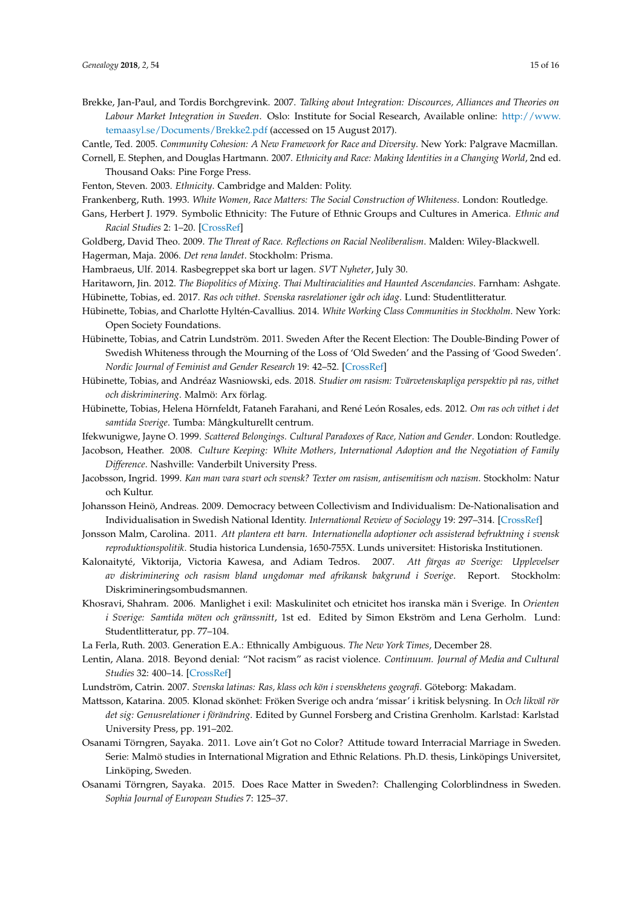Brekke, Jan-Paul, and Tordis Borchgrevink. 2007. *Talking about Integration: Discources, Alliances and Theories on Labour Market Integration in Sweden*. Oslo: Institute for Social Research, Available online: http://www.temaasyl.se/Documents/Brekke2.pdf (accessed on 15 August 2017).

Cantle, Ted. 2005. *Community Cohesion: A New Framework for Race and Diversity*. New York: Palgrave Macmillan.

Cornell, E. Stephen, and Douglas Hartmann. 2007. *Ethnicity and Race: Making Identities in a Changing World*, 2nd ed. Thousand Oaks: Pine Forge Press.

Fenton, Steven. 2003. *Ethnicity*. Cambridge and Malden: Polity.

Frankenberg, Ruth. 1993. *White Women, Race Matters: The Social Construction of Whiteness*. London: Routledge.

Gans, Herbert J. 1979. Symbolic Ethnicity: The Future of Ethnic Groups and Cultures in America. *Ethnic and Racial Studies* 2: 1–20. [CrossRef]

Goldberg, David Theo. 2009. *The Threat of Race. Reflections on Racial Neoliberalism*. Malden: Wiley-Blackwell.

Hagerman, Maja. 2006. *Det rena landet*. Stockholm: Prisma.

Hambraeus, Ulf. 2014. Rasbegreppet ska bort ur lagen. *SVT Nyheter*, July 30.

Haritaworn, Jin. 2012. *The Biopolitics of Mixing. Thai Multiracialities and Haunted Ascendancies*. Farnham: Ashgate.

Hübinette, Tobias, ed. 2017. *Ras och vithet. Svenska rasrelationer igår och idag*. Lund: Studentlitteratur.

Hübinette, Tobias, and Charlotte Hyltén-Cavallius. 2014. *White Working Class Communities in Stockholm*. New York: Open Society Foundations.

Hübinette, Tobias, and Catrin Lundström. 2011. Sweden After the Recent Election: The Double-Binding Power of Swedish Whiteness through the Mourning of the Loss of 'Old Sweden' and the Passing of 'Good Sweden'. *Nordic Journal of Feminist and Gender Research* 19: 42–52. [CrossRef]

Hübinette, Tobias, and Andréaz Wasniowski, eds. 2018. *Studier om rasism: Tvärvetenskapliga perspektiv på ras, vithet och diskriminering*. Malmö: Arx förlag.

Hübinette, Tobias, Helena Hörnfeldt, Fataneh Farahani, and René León Rosales, eds. 2012. *Om ras och vithet i det samtida Sverige*. Tumba: Mångkulturellt centrum.

Ifekwunigwe, Jayne O. 1999. *Scattered Belongings. Cultural Paradoxes of Race, Nation and Gender*. London: Routledge.

Jacobson, Heather. 2008. *Culture Keeping: White Mothers, International Adoption and the Negotiation of Family Difference*. Nashville: Vanderbilt University Press.

Jacobsson, Ingrid. 1999. *Kan man vara svart och svensk? Texter om rasism, antisemitism och nazism*. Stockholm: Natur och Kultur.

Johansson Heinö, Andreas. 2009. Democracy between Collectivism and Individualism: De-Nationalisation and Individualisation in Swedish National Identity. *International Review of Sociology* 19: 297–314. [CrossRef]

Jonsson Malm, Carolina. 2011. *Att plantera ett barn. Internationella adoptioner och assisterad befruktning i svensk reproduktionspolitik*. Studia historica Lundensia, 1650-755X. Lunds universitet: Historiska Institutionen.

Kalonaityté, Viktorija, Victoria Kawesa, and Adiam Tedros. 2007. *Att färgas av Sverige: Upplevelser av diskriminering och rasism bland ungdomar med afrikansk bakgrund i Sverige*. Report. Stockholm: Diskrimineringsombudsmannen.

Khosravi, Shahram. 2006. Manlighet i exil: Maskulinitet och etnicitet hos iranska män i Sverige. In *Orienten i Sverige: Samtida möten och gränssnitt*, 1st ed. Edited by Simon Ekström and Lena Gerholm. Lund: Studentlitteratur, pp. 77–104.

La Ferla, Ruth. 2003. Generation E.A.: Ethnically Ambiguous. *The New York Times*, December 28.

Lentin, Alana. 2018. Beyond denial: "Not racism" as racist violence. *Continuum. Journal of Media and Cultural Studies* 32: 400–14. [CrossRef]

Lundström, Catrin. 2007. *Svenska latinas: Ras, klass och kön i svenskhetens geografi*. Göteborg: Makadam.

Mattsson, Katarina. 2005. Klonad skönhet: Fröken Sverige och andra 'missar' i kritisk belysning. In *Och likväl rör det sig: Genusrelationer i förändring*. Edited by Gunnel Forsberg and Cristina Grenholm. Karlstad: Karlstad University Press, pp. 191–202.

Osanami Törngren, Sayaka. 2011. Love ain't Got no Color? Attitude toward Interracial Marriage in Sweden. Serie: Malmö studies in International Migration and Ethnic Relations. Ph.D. thesis, Linköpings Universitet, Linköping, Sweden.

Osanami Törngren, Sayaka. 2015. Does Race Matter in Sweden?: Challenging Colorblindness in Sweden. *Sophia Journal of European Studies* 7: 125–37.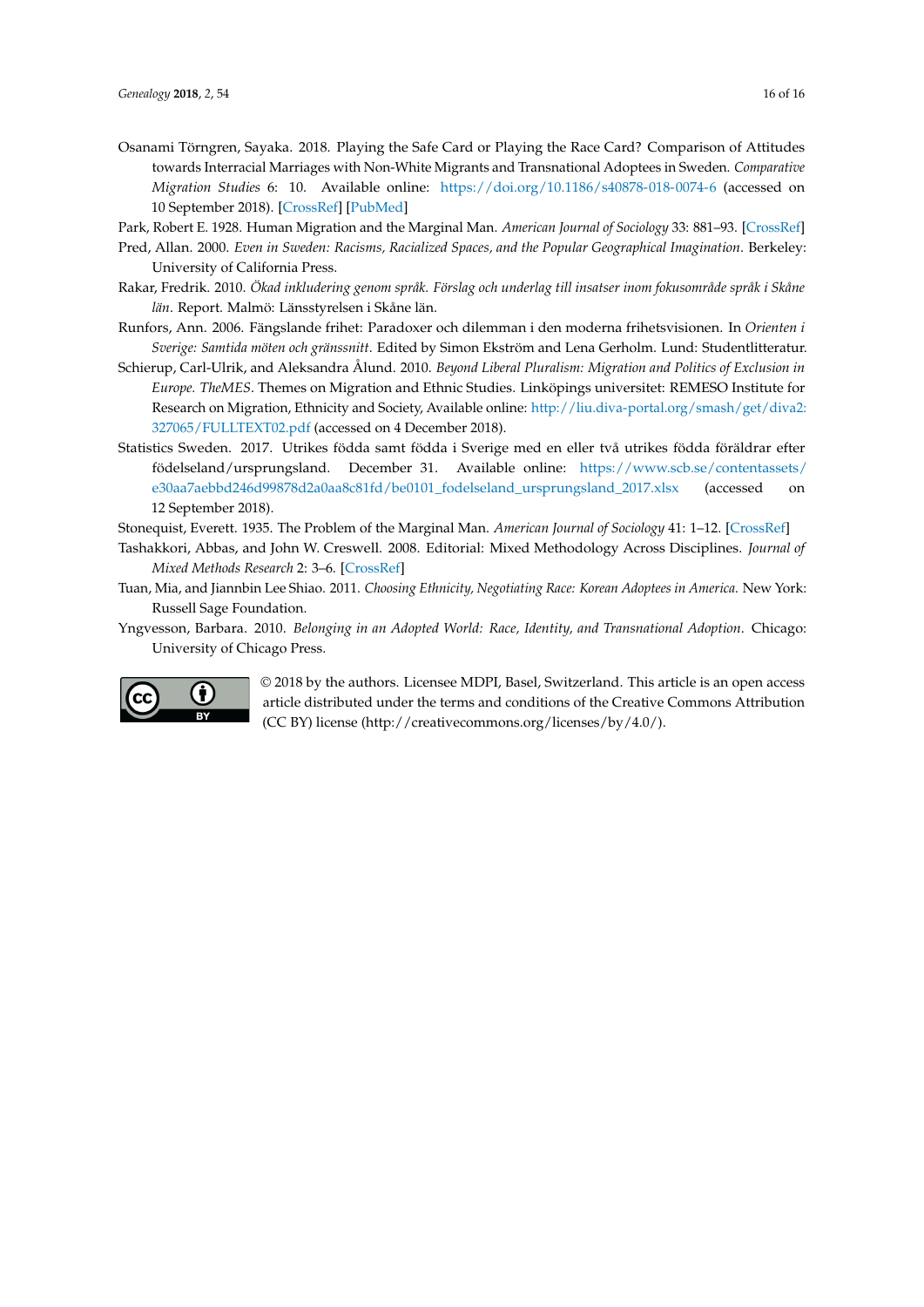Osanami Törngren, Sayaka. 2018. Playing the Safe Card or Playing the Race Card? Comparison of Attitudes towards Interracial Marriages with Non-White Migrants and Transnational Adoptees in Sweden. *Comparative Migration Studies* 6: 10. Available online: https://doi.org/10.1186/s40878-018-0074-6 (accessed on 10 September 2018). [CrossRef] [PubMed]

Park, Robert E. 1928. Human Migration and the Marginal Man. *American Journal of Sociology* 33: 881–93. [CrossRef]

Pred, Allan. 2000. *Even in Sweden: Racisms, Racialized Spaces, and the Popular Geographical Imagination*. Berkeley: University of California Press.

Rakar, Fredrik. 2010. *Ökad inkludering genom språk. Förslag och underlag till insatser inom fokusområde språk i Skåne län*. Report. Malmö: Länsstyrelsen i Skåne län.

Runfors, Ann. 2006. Fängslande frihet: Paradoxer och dilemman i den moderna frihetsvisionen. In *Orienten i Sverige: Samtida möten och gränssnitt*. Edited by Simon Ekström and Lena Gerholm. Lund: Studentlitteratur.

Schierup, Carl-Ulrik, and Aleksandra Ålund. 2010. *Beyond Liberal Pluralism: Migration and Politics of Exclusion in Europe. TheMES*. Themes on Migration and Ethnic Studies. Linköpings universitet: REMESO Institute for Research on Migration, Ethnicity and Society, Available online: http://liu.diva-portal.org/smash/get/diva2:327065/FULLTEXT02.pdf (accessed on 4 December 2018).

Statistics Sweden. 2017. Utrikes födda samt födda i Sverige med en eller två utrikes födda föräldrar efter födelseland/ursprungsland. December 31. Available online: https://www.scb.se/contentassets/e30aa7aebbd246d99878d2a0aa8c81fd/be0101_fodelseland_ursprungsland_2017.xlsx (accessed on 12 September 2018).

Stonequist, Everett. 1935. The Problem of the Marginal Man. *American Journal of Sociology* 41: 1–12. [CrossRef]

Tashakkori, Abbas, and John W. Creswell. 2008. Editorial: Mixed Methodology Across Disciplines. *Journal of Mixed Methods Research* 2: 3–6. [CrossRef]

Tuan, Mia, and Jiannbin Lee Shiao. 2011. *Choosing Ethnicity, Negotiating Race: Korean Adoptees in America*. New York: Russell Sage Foundation.

Yngvesson, Barbara. 2010. *Belonging in an Adopted World: Race, Identity, and Transnational Adoption*. Chicago: University of Chicago Press.

© 2018 by the authors. Licensee MDPI, Basel, Switzerland. This article is an open access article distributed under the terms and conditions of the Creative Commons Attribution (CC BY) license (http://creativecommons.org/licenses/by/4.0/).